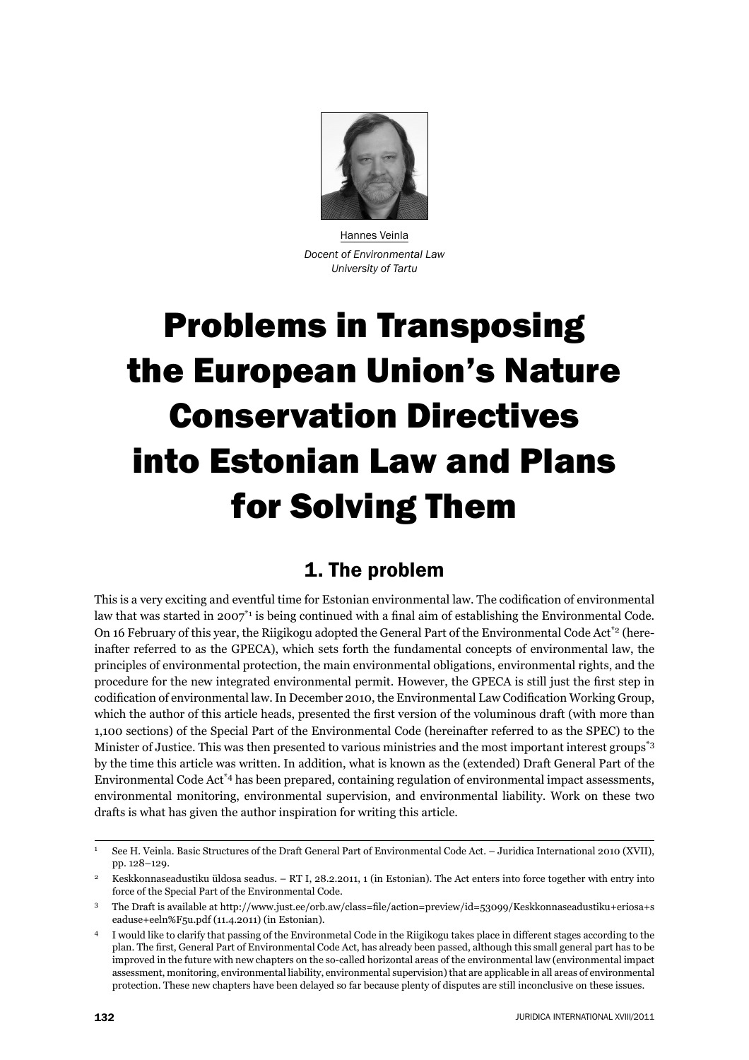Hannes Veinla

*Docent of Environmental Law*
*University of Tartu*

# Problems in Transposing the European Union's Nature Conservation Directives into Estonian Law and Plans for Solving Them

## 1. The problem

This is a very exciting and eventful time for Estonian environmental law. The codification of environmental law that was started in 2007[1] is being continued with a final aim of establishing the Environmental Code. On 16 February of this year, the Riigikogu adopted the General Part of the Environmental Code Act[2] (hereinafter referred to as the GPECA), which sets forth the fundamental concepts of environmental law, the principles of environmental protection, the main environmental obligations, environmental rights, and the procedure for the new integrated environmental permit. However, the GPECA is still just the first step in codification of environmental law. In December 2010, the Environmental Law Codification Working Group, which the author of this article heads, presented the first version of the voluminous draft (with more than 1,100 sections) of the Special Part of the Environmental Code (hereinafter referred to as the SPEC) to the Minister of Justice. This was then presented to various ministries and the most important interest groups[3] by the time this article was written. In addition, what is known as the (extended) Draft General Part of the Environmental Code Act[4] has been prepared, containing regulation of environmental impact assessments, environmental monitoring, environmental supervision, and environmental liability. Work on these two drafts is what has given the author inspiration for writing this article.

---

1 See H. Veinla. Basic Structures of the Draft General Part of Environmental Code Act. – Juridica International 2010 (XVII), pp. 128–129.

2 Keskkonnaseadustiku üldosa seadus. – RT I, 28.2.2011, 1 (in Estonian). The Act enters into force together with entry into force of the Special Part of the Environmental Code.

3 The Draft is available at http://www.just.ee/orb.aw/class=file/action=preview/id=53099/Keskkonnaseadustiku+eriosa+seaduse+eeln%F5u.pdf (11.4.2011) (in Estonian).

4 I would like to clarify that passing of the Environmetal Code in the Riigikogu takes place in different stages according to the plan. The first, General Part of Environmental Code Act, has already been passed, although this small general part has to be improved in the future with new chapters on the so-called horizontal areas of the environmental law (environmental impact assessment, monitoring, environmental liability, environmental supervision) that are applicable in all areas of environmental protection. These new chapters have been delayed so far because plenty of disputes are still inconclusive on these issues.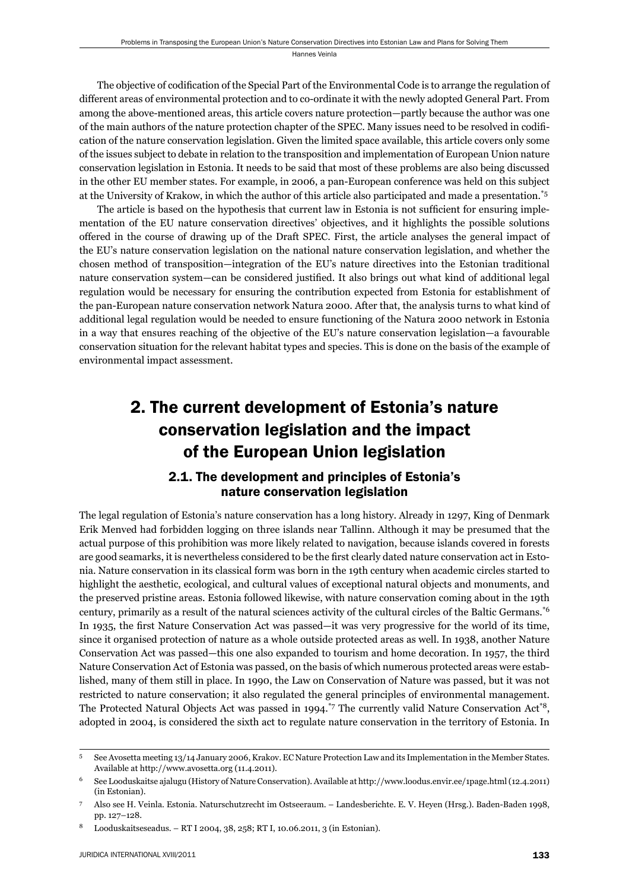The objective of codification of the Special Part of the Environmental Code is to arrange the regulation of different areas of environmental protection and to co-ordinate it with the newly adopted General Part. From among the above-mentioned areas, this article covers nature protection—partly because the author was one of the main authors of the nature protection chapter of the SPEC. Many issues need to be resolved in codification of the nature conservation legislation. Given the limited space available, this article covers only some of the issues subject to debate in relation to the transposition and implementation of European Union nature conservation legislation in Estonia. It needs to be said that most of these problems are also being discussed in the other EU member states. For example, in 2006, a pan-European conference was held on this subject at the University of Krakow, in which the author of this article also participated and made a presentation.[*5]

The article is based on the hypothesis that current law in Estonia is not sufficient for ensuring implementation of the EU nature conservation directives' objectives, and it highlights the possible solutions offered in the course of drawing up of the Draft SPEC. First, the article analyses the general impact of the EU's nature conservation legislation on the national nature conservation legislation, and whether the chosen method of transposition—integration of the EU's nature directives into the Estonian traditional nature conservation system—can be considered justified. It also brings out what kind of additional legal regulation would be necessary for ensuring the contribution expected from Estonia for establishment of the pan-European nature conservation network Natura 2000. After that, the analysis turns to what kind of additional legal regulation would be needed to ensure functioning of the Natura 2000 network in Estonia in a way that ensures reaching of the objective of the EU's nature conservation legislation—a favourable conservation situation for the relevant habitat types and species. This is done on the basis of the example of environmental impact assessment.

## 2. The current development of Estonia's nature conservation legislation and the impact of the European Union legislation

### 2.1. The development and principles of Estonia's nature conservation legislation

The legal regulation of Estonia's nature conservation has a long history. Already in 1297, King of Denmark Erik Menved had forbidden logging on three islands near Tallinn. Although it may be presumed that the actual purpose of this prohibition was more likely related to navigation, because islands covered in forests are good seamarks, it is nevertheless considered to be the first clearly dated nature conservation act in Estonia. Nature conservation in its classical form was born in the 19th century when academic circles started to highlight the aesthetic, ecological, and cultural values of exceptional natural objects and monuments, and the preserved pristine areas. Estonia followed likewise, with nature conservation coming about in the 19th century, primarily as a result of the natural sciences activity of the cultural circles of the Baltic Germans.[*6] In 1935, the first Nature Conservation Act was passed—it was very progressive for the world of its time, since it organised protection of nature as a whole outside protected areas as well. In 1938, another Nature Conservation Act was passed—this one also expanded to tourism and home decoration. In 1957, the third Nature Conservation Act of Estonia was passed, on the basis of which numerous protected areas were established, many of them still in place. In 1990, the Law on Conservation of Nature was passed, but it was not restricted to nature conservation; it also regulated the general principles of environmental management. The Protected Natural Objects Act was passed in 1994.[*7] The currently valid Nature Conservation Act[*8], adopted in 2004, is considered the sixth act to regulate nature conservation in the territory of Estonia. In

---

5 See Avosetta meeting 13/14 January 2006, Krakov. EC Nature Protection Law and its Implementation in the Member States. Available at http://www.avosetta.org (11.4.2011).

6 See Looduskaitse ajalugu (History of Nature Conservation). Available at http://www.loodus.envir.ee/1page.html (12.4.2011) (in Estonian).

7 Also see H. Veinla. Estonia. Naturschutzrecht im Ostseeraum. – Landesberichte. E. V. Heyen (Hrsg.). Baden-Baden 1998, pp. 127–128.

8 Looduskaitseseadus. – RT I 2004, 38, 258; RT I, 10.06.2011, 3 (in Estonian).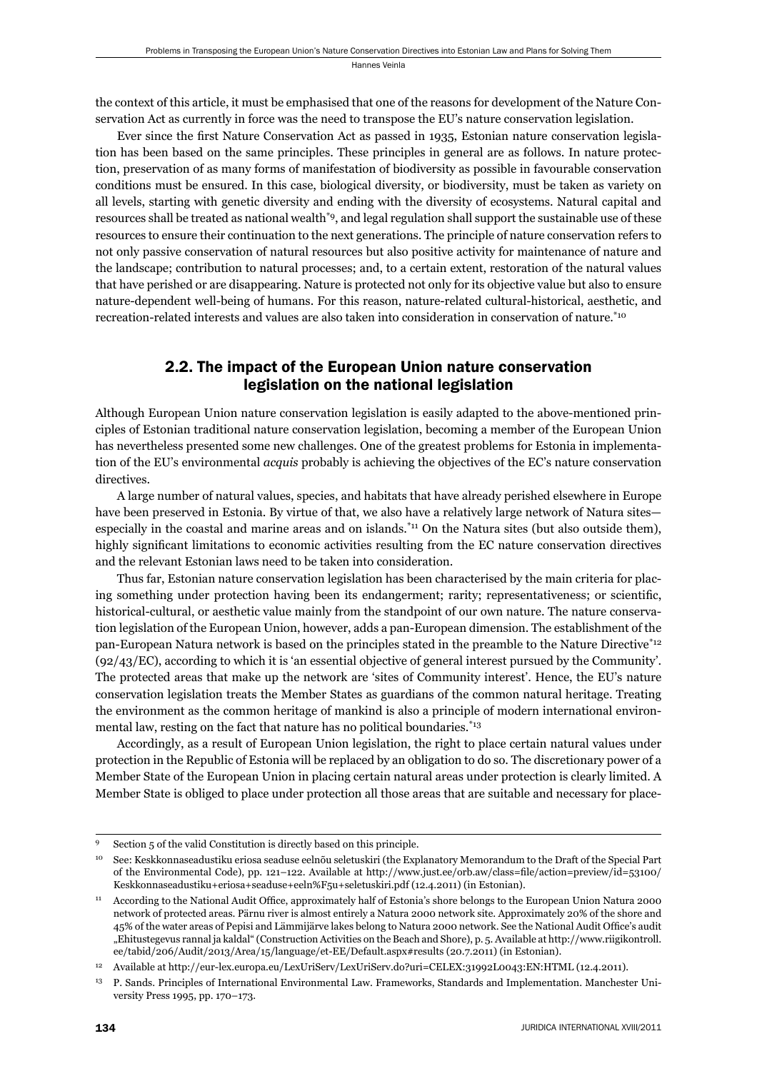the context of this article, it must be emphasised that one of the reasons for development of the Nature Conservation Act as currently in force was the need to transpose the EU's nature conservation legislation.

Ever since the first Nature Conservation Act as passed in 1935, Estonian nature conservation legislation has been based on the same principles. These principles in general are as follows. In nature protection, preservation of as many forms of manifestation of biodiversity as possible in favourable conservation conditions must be ensured. In this case, biological diversity, or biodiversity, must be taken as variety on all levels, starting with genetic diversity and ending with the diversity of ecosystems. Natural capital and resources shall be treated as national wealth[*9], and legal regulation shall support the sustainable use of these resources to ensure their continuation to the next generations. The principle of nature conservation refers to not only passive conservation of natural resources but also positive activity for maintenance of nature and the landscape; contribution to natural processes; and, to a certain extent, restoration of the natural values that have perished or are disappearing. Nature is protected not only for its objective value but also to ensure nature-dependent well-being of humans. For this reason, nature-related cultural-historical, aesthetic, and recreation-related interests and values are also taken into consideration in conservation of nature.[*10]

## 2.2. The impact of the European Union nature conservation legislation on the national legislation

Although European Union nature conservation legislation is easily adapted to the above-mentioned principles of Estonian traditional nature conservation legislation, becoming a member of the European Union has nevertheless presented some new challenges. One of the greatest problems for Estonia in implementation of the EU's environmental *acquis* probably is achieving the objectives of the EC's nature conservation directives.

A large number of natural values, species, and habitats that have already perished elsewhere in Europe have been preserved in Estonia. By virtue of that, we also have a relatively large network of Natura sites—especially in the coastal and marine areas and on islands.[*11] On the Natura sites (but also outside them), highly significant limitations to economic activities resulting from the EC nature conservation directives and the relevant Estonian laws need to be taken into consideration.

Thus far, Estonian nature conservation legislation has been characterised by the main criteria for placing something under protection having been its endangerment; rarity; representativeness; or scientific, historical-cultural, or aesthetic value mainly from the standpoint of our own nature. The nature conservation legislation of the European Union, however, adds a pan-European dimension. The establishment of the pan-European Natura network is based on the principles stated in the preamble to the Nature Directive[*12] (92/43/EC), according to which it is 'an essential objective of general interest pursued by the Community'. The protected areas that make up the network are 'sites of Community interest'. Hence, the EU's nature conservation legislation treats the Member States as guardians of the common natural heritage. Treating the environment as the common heritage of mankind is also a principle of modern international environmental law, resting on the fact that nature has no political boundaries.[*13]

Accordingly, as a result of European Union legislation, the right to place certain natural values under protection in the Republic of Estonia will be replaced by an obligation to do so. The discretionary power of a Member State of the European Union in placing certain natural areas under protection is clearly limited. A Member State is obliged to place under protection all those areas that are suitable and necessary for place-

---

9 Section 5 of the valid Constitution is directly based on this principle.

10 See: Keskkonnaseadustiku eriosa seaduse eelnõu seletuskiri (the Explanatory Memorandum to the Draft of the Special Part of the Environmental Code), pp. 121–122. Available at http://www.just.ee/orb.aw/class=file/action=preview/id=53100/Keskkonnaseadustiku+eriosa+seaduse+eeln%F5u+seletuskiri.pdf (12.4.2011) (in Estonian).

11 According to the National Audit Office, approximately half of Estonia's shore belongs to the European Union Natura 2000 network of protected areas. Pärnu river is almost entirely a Natura 2000 network site. Approximately 20% of the shore and 45% of the water areas of Pepisi and Lämmijärve lakes belong to Natura 2000 network. See the National Audit Office's audit „Ehitustegevus rannal ja kaldal" (Construction Activities on the Beach and Shore), p. 5. Available at http://www.riigikontroll.ee/tabid/206/Audit/2013/Area/15/language/et-EE/Default.aspx#results (20.7.2011) (in Estonian).

12 Available at http://eur-lex.europa.eu/LexUriServ/LexUriServ.do?uri=CELEX:31992L0043:EN:HTML (12.4.2011).

13 P. Sands. Principles of International Environmental Law. Frameworks, Standards and Implementation. Manchester University Press 1995, pp. 170–173.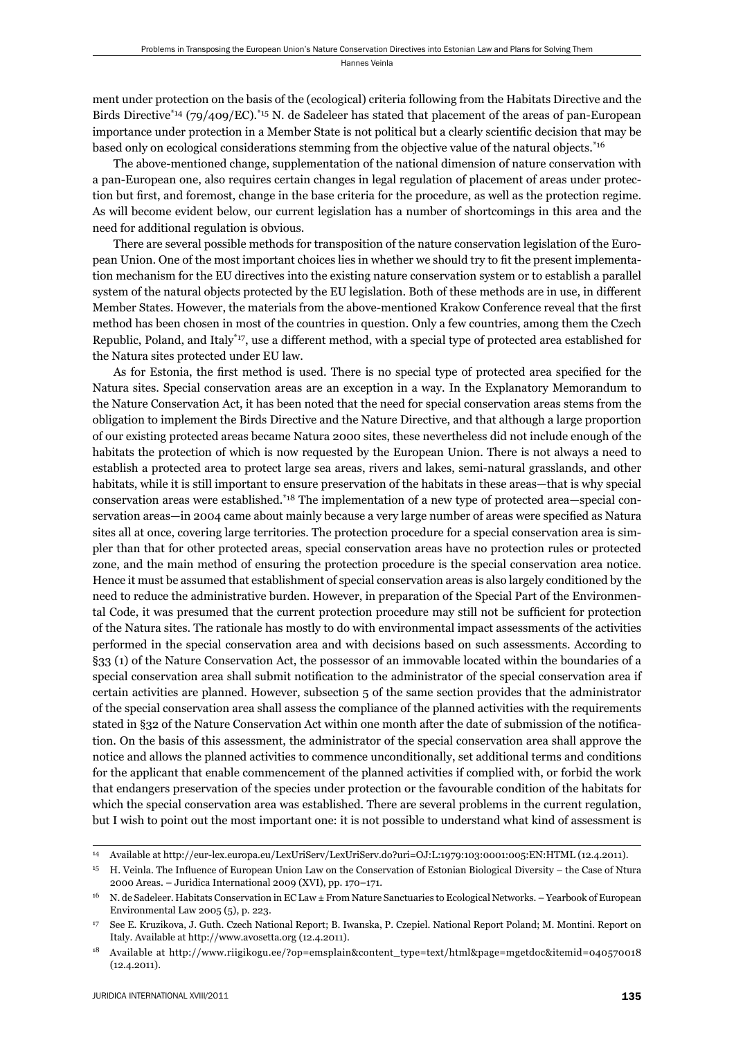ment under protection on the basis of the (ecological) criteria following from the Habitats Directive and the Birds Directive[*14] (79/409/EC).[*15] N. de Sadeleer has stated that placement of the areas of pan-European importance under protection in a Member State is not political but a clearly scientific decision that may be based only on ecological considerations stemming from the objective value of the natural objects.[*16]

The above-mentioned change, supplementation of the national dimension of nature conservation with a pan-European one, also requires certain changes in legal regulation of placement of areas under protection but first, and foremost, change in the base criteria for the procedure, as well as the protection regime. As will become evident below, our current legislation has a number of shortcomings in this area and the need for additional regulation is obvious.

There are several possible methods for transposition of the nature conservation legislation of the European Union. One of the most important choices lies in whether we should try to fit the present implementation mechanism for the EU directives into the existing nature conservation system or to establish a parallel system of the natural objects protected by the EU legislation. Both of these methods are in use, in different Member States. However, the materials from the above-mentioned Krakow Conference reveal that the first method has been chosen in most of the countries in question. Only a few countries, among them the Czech Republic, Poland, and Italy[*17], use a different method, with a special type of protected area established for the Natura sites protected under EU law.

As for Estonia, the first method is used. There is no special type of protected area specified for the Natura sites. Special conservation areas are an exception in a way. In the Explanatory Memorandum to the Nature Conservation Act, it has been noted that the need for special conservation areas stems from the obligation to implement the Birds Directive and the Nature Directive, and that although a large proportion of our existing protected areas became Natura 2000 sites, these nevertheless did not include enough of the habitats the protection of which is now requested by the European Union. There is not always a need to establish a protected area to protect large sea areas, rivers and lakes, semi-natural grasslands, and other habitats, while it is still important to ensure preservation of the habitats in these areas—that is why special conservation areas were established.[*18] The implementation of a new type of protected area—special conservation areas—in 2004 came about mainly because a very large number of areas were specified as Natura sites all at once, covering large territories. The protection procedure for a special conservation area is simpler than that for other protected areas, special conservation areas have no protection rules or protected zone, and the main method of ensuring the protection procedure is the special conservation area notice. Hence it must be assumed that establishment of special conservation areas is also largely conditioned by the need to reduce the administrative burden. However, in preparation of the Special Part of the Environmental Code, it was presumed that the current protection procedure may still not be sufficient for protection of the Natura sites. The rationale has mostly to do with environmental impact assessments of the activities performed in the special conservation area and with decisions based on such assessments. According to §33 (1) of the Nature Conservation Act, the possessor of an immovable located within the boundaries of a special conservation area shall submit notification to the administrator of the special conservation area if certain activities are planned. However, subsection 5 of the same section provides that the administrator of the special conservation area shall assess the compliance of the planned activities with the requirements stated in §32 of the Nature Conservation Act within one month after the date of submission of the notification. On the basis of this assessment, the administrator of the special conservation area shall approve the notice and allows the planned activities to commence unconditionally, set additional terms and conditions for the applicant that enable commencement of the planned activities if complied with, or forbid the work that endangers preservation of the species under protection or the favourable condition of the habitats for which the special conservation area was established. There are several problems in the current regulation, but I wish to point out the most important one: it is not possible to understand what kind of assessment is

---

[14] Available at http://eur-lex.europa.eu/LexUriServ/LexUriServ.do?uri=OJ:L:1979:103:0001:005:EN:HTML (12.4.2011).

[15] H. Veinla. The Influence of European Union Law on the Conservation of Estonian Biological Diversity – the Case of Ntura 2000 Areas. – Juridica International 2009 (XVI), pp. 170–171.

[16] N. de Sadeleer. Habitats Conservation in EC Law ± From Nature Sanctuaries to Ecological Networks. – Yearbook of European Environmental Law 2005 (5), p. 223.

[17] See E. Kruzikova, J. Guth. Czech National Report; B. Iwanska, P. Czepiel. National Report Poland; M. Montini. Report on Italy. Available at http://www.avosetta.org (12.4.2011).

[18] Available at http://www.riigikogu.ee/?op=emsplain&content_type=text/html&page=mgetdoc&itemid=040570018 (12.4.2011).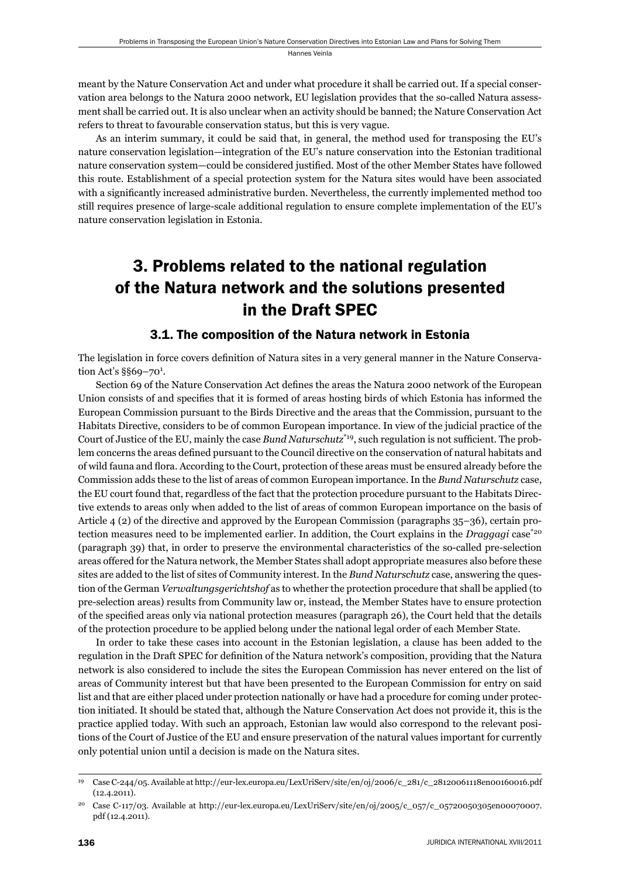meant by the Nature Conservation Act and under what procedure it shall be carried out. If a special conservation area belongs to the Natura 2000 network, EU legislation provides that the so-called Natura assessment shall be carried out. It is also unclear when an activity should be banned; the Nature Conservation Act refers to threat to favourable conservation status, but this is very vague.

As an interim summary, it could be said that, in general, the method used for transposing the EU's nature conservation legislation—integration of the EU's nature conservation into the Estonian traditional nature conservation system—could be considered justified. Most of the other Member States have followed this route. Establishment of a special protection system for the Natura sites would have been associated with a significantly increased administrative burden. Nevertheless, the currently implemented method too still requires presence of large-scale additional regulation to ensure complete implementation of the EU's nature conservation legislation in Estonia.

## 3. Problems related to the national regulation of the Natura network and the solutions presented in the Draft SPEC

### 3.1. The composition of the Natura network in Estonia

The legislation in force covers definition of Natura sites in a very general manner in the Nature Conservation Act's §§69–70[1].

Section 69 of the Nature Conservation Act defines the areas the Natura 2000 network of the European Union consists of and specifies that it is formed of areas hosting birds of which Estonia has informed the European Commission pursuant to the Birds Directive and the areas that the Commission, pursuant to the Habitats Directive, considers to be of common European importance. In view of the judicial practice of the Court of Justice of the EU, mainly the case *Bund Naturschutz*[*19], such regulation is not sufficient. The problem concerns the areas defined pursuant to the Council directive on the conservation of natural habitats and of wild fauna and flora. According to the Court, protection of these areas must be ensured already before the Commission adds these to the list of areas of common European importance. In the *Bund Naturschutz* case, the EU court found that, regardless of the fact that the protection procedure pursuant to the Habitats Directive extends to areas only when added to the list of areas of common European importance on the basis of Article 4 (2) of the directive and approved by the European Commission (paragraphs 35–36), certain protection measures need to be implemented earlier. In addition, the Court explains in the *Draggagi* case[*20] (paragraph 39) that, in order to preserve the environmental characteristics of the so-called pre-selection areas offered for the Natura network, the Member States shall adopt appropriate measures also before these sites are added to the list of sites of Community interest. In the *Bund Naturschutz* case, answering the question of the German *Verwaltungsgerichtshof* as to whether the protection procedure that shall be applied (to pre-selection areas) results from Community law or, instead, the Member States have to ensure protection of the specified areas only via national protection measures (paragraph 26), the Court held that the details of the protection procedure to be applied belong under the national legal order of each Member State.

In order to take these cases into account in the Estonian legislation, a clause has been added to the regulation in the Draft SPEC for definition of the Natura network's composition, providing that the Natura network is also considered to include the sites the European Commission has never entered on the list of areas of Community interest but that have been presented to the European Commission for entry on said list and that are either placed under protection nationally or have had a procedure for coming under protection initiated. It should be stated that, although the Nature Conservation Act does not provide it, this is the practice applied today. With such an approach, Estonian law would also correspond to the relevant positions of the Court of Justice of the EU and ensure preservation of the natural values important for currently only potential union until a decision is made on the Natura sites.

---

19 Case C-244/05. Available at http://eur-lex.europa.eu/LexUriServ/site/en/oj/2006/c_281/c_28120061118en00160016.pdf (12.4.2011).

20 Case C-117/03. Available at http://eur-lex.europa.eu/LexUriServ/site/en/oj/2005/c_057/c_05720050305en00070007.pdf (12.4.2011).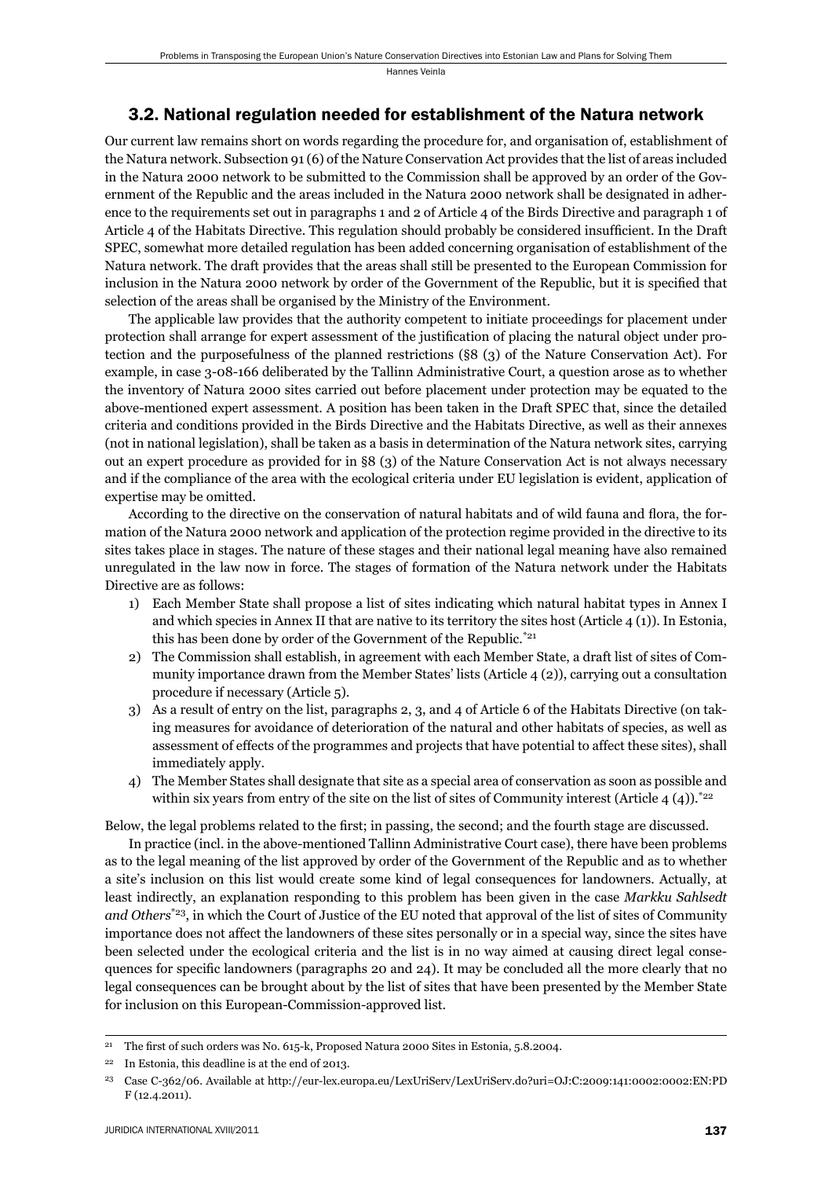### 3.2. National regulation needed for establishment of the Natura network

Our current law remains short on words regarding the procedure for, and organisation of, establishment of the Natura network. Subsection 91 (6) of the Nature Conservation Act provides that the list of areas included in the Natura 2000 network to be submitted to the Commission shall be approved by an order of the Government of the Republic and the areas included in the Natura 2000 network shall be designated in adherence to the requirements set out in paragraphs 1 and 2 of Article 4 of the Birds Directive and paragraph 1 of Article 4 of the Habitats Directive. This regulation should probably be considered insufficient. In the Draft SPEC, somewhat more detailed regulation has been added concerning organisation of establishment of the Natura network. The draft provides that the areas shall still be presented to the European Commission for inclusion in the Natura 2000 network by order of the Government of the Republic, but it is specified that selection of the areas shall be organised by the Ministry of the Environment.

The applicable law provides that the authority competent to initiate proceedings for placement under protection shall arrange for expert assessment of the justification of placing the natural object under protection and the purposefulness of the planned restrictions (§8 (3) of the Nature Conservation Act). For example, in case 3-08-166 deliberated by the Tallinn Administrative Court, a question arose as to whether the inventory of Natura 2000 sites carried out before placement under protection may be equated to the above-mentioned expert assessment. A position has been taken in the Draft SPEC that, since the detailed criteria and conditions provided in the Birds Directive and the Habitats Directive, as well as their annexes (not in national legislation), shall be taken as a basis in determination of the Natura network sites, carrying out an expert procedure as provided for in §8 (3) of the Nature Conservation Act is not always necessary and if the compliance of the area with the ecological criteria under EU legislation is evident, application of expertise may be omitted.

According to the directive on the conservation of natural habitats and of wild fauna and flora, the formation of the Natura 2000 network and application of the protection regime provided in the directive to its sites takes place in stages. The nature of these stages and their national legal meaning have also remained unregulated in the law now in force. The stages of formation of the Natura network under the Habitats Directive are as follows:

1) Each Member State shall propose a list of sites indicating which natural habitat types in Annex I and which species in Annex II that are native to its territory the sites host (Article 4 (1)). In Estonia, this has been done by order of the Government of the Republic.[*21]
2) The Commission shall establish, in agreement with each Member State, a draft list of sites of Community importance drawn from the Member States' lists (Article 4 (2)), carrying out a consultation procedure if necessary (Article 5).
3) As a result of entry on the list, paragraphs 2, 3, and 4 of Article 6 of the Habitats Directive (on taking measures for avoidance of deterioration of the natural and other habitats of species, as well as assessment of effects of the programmes and projects that have potential to affect these sites), shall immediately apply.
4) The Member States shall designate that site as a special area of conservation as soon as possible and within six years from entry of the site on the list of sites of Community interest (Article 4 (4)).[*22]

Below, the legal problems related to the first; in passing, the second; and the fourth stage are discussed.

In practice (incl. in the above-mentioned Tallinn Administrative Court case), there have been problems as to the legal meaning of the list approved by order of the Government of the Republic and as to whether a site's inclusion on this list would create some kind of legal consequences for landowners. Actually, at least indirectly, an explanation responding to this problem has been given in the case *Markku Sahlsedt and Others*[*23], in which the Court of Justice of the EU noted that approval of the list of sites of Community importance does not affect the landowners of these sites personally or in a special way, since the sites have been selected under the ecological criteria and the list is in no way aimed at causing direct legal consequences for specific landowners (paragraphs 20 and 24). It may be concluded all the more clearly that no legal consequences can be brought about by the list of sites that have been presented by the Member State for inclusion on this European-Commission-approved list.

---

[21] The first of such orders was No. 615-k, Proposed Natura 2000 Sites in Estonia, 5.8.2004.

[22] In Estonia, this deadline is at the end of 2013.

[23] Case C-362/06. Available at http://eur-lex.europa.eu/LexUriServ/LexUriServ.do?uri=OJ:C:2009:141:0002:0002:EN:PDF (12.4.2011).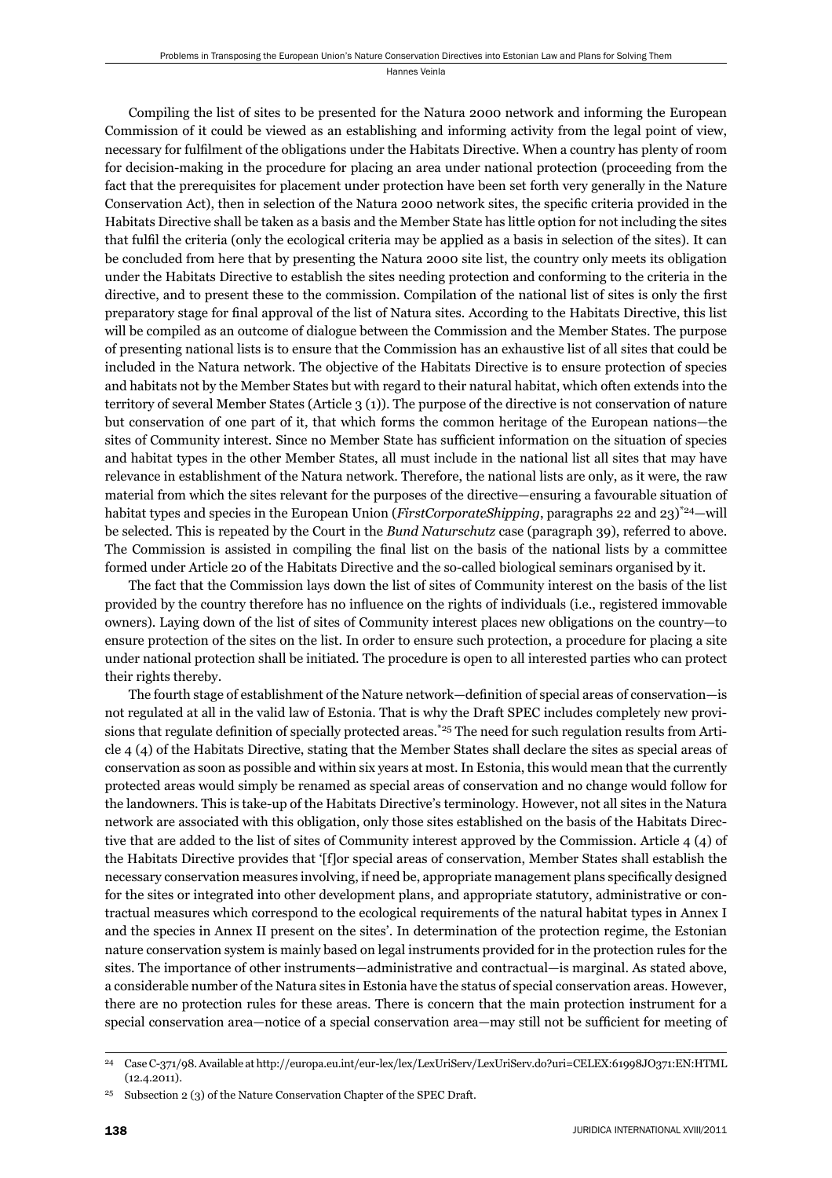Compiling the list of sites to be presented for the Natura 2000 network and informing the European Commission of it could be viewed as an establishing and informing activity from the legal point of view, necessary for fulfilment of the obligations under the Habitats Directive. When a country has plenty of room for decision-making in the procedure for placing an area under national protection (proceeding from the fact that the prerequisites for placement under protection have been set forth very generally in the Nature Conservation Act), then in selection of the Natura 2000 network sites, the specific criteria provided in the Habitats Directive shall be taken as a basis and the Member State has little option for not including the sites that fulfil the criteria (only the ecological criteria may be applied as a basis in selection of the sites). It can be concluded from here that by presenting the Natura 2000 site list, the country only meets its obligation under the Habitats Directive to establish the sites needing protection and conforming to the criteria in the directive, and to present these to the commission. Compilation of the national list of sites is only the first preparatory stage for final approval of the list of Natura sites. According to the Habitats Directive, this list will be compiled as an outcome of dialogue between the Commission and the Member States. The purpose of presenting national lists is to ensure that the Commission has an exhaustive list of all sites that could be included in the Natura network. The objective of the Habitats Directive is to ensure protection of species and habitats not by the Member States but with regard to their natural habitat, which often extends into the territory of several Member States (Article 3 (1)). The purpose of the directive is not conservation of nature but conservation of one part of it, that which forms the common heritage of the European nations—the sites of Community interest. Since no Member State has sufficient information on the situation of species and habitat types in the other Member States, all must include in the national list all sites that may have relevance in establishment of the Natura network. Therefore, the national lists are only, as it were, the raw material from which the sites relevant for the purposes of the directive—ensuring a favourable situation of habitat types and species in the European Union (*FirstCorporateShipping*, paragraphs 22 and 23)[*24]—will be selected. This is repeated by the Court in the *Bund Naturschutz* case (paragraph 39), referred to above. The Commission is assisted in compiling the final list on the basis of the national lists by a committee formed under Article 20 of the Habitats Directive and the so-called biological seminars organised by it.

The fact that the Commission lays down the list of sites of Community interest on the basis of the list provided by the country therefore has no influence on the rights of individuals (i.e., registered immovable owners). Laying down of the list of sites of Community interest places new obligations on the country—to ensure protection of the sites on the list. In order to ensure such protection, a procedure for placing a site under national protection shall be initiated. The procedure is open to all interested parties who can protect their rights thereby.

The fourth stage of establishment of the Nature network—definition of special areas of conservation—is not regulated at all in the valid law of Estonia. That is why the Draft SPEC includes completely new provisions that regulate definition of specially protected areas.[*25] The need for such regulation results from Article 4 (4) of the Habitats Directive, stating that the Member States shall declare the sites as special areas of conservation as soon as possible and within six years at most. In Estonia, this would mean that the currently protected areas would simply be renamed as special areas of conservation and no change would follow for the landowners. This is take-up of the Habitats Directive's terminology. However, not all sites in the Natura network are associated with this obligation, only those sites established on the basis of the Habitats Directive that are added to the list of sites of Community interest approved by the Commission. Article 4 (4) of the Habitats Directive provides that '[f]or special areas of conservation, Member States shall establish the necessary conservation measures involving, if need be, appropriate management plans specifically designed for the sites or integrated into other development plans, and appropriate statutory, administrative or contractual measures which correspond to the ecological requirements of the natural habitat types in Annex I and the species in Annex II present on the sites'. In determination of the protection regime, the Estonian nature conservation system is mainly based on legal instruments provided for in the protection rules for the sites. The importance of other instruments—administrative and contractual—is marginal. As stated above, a considerable number of the Natura sites in Estonia have the status of special conservation areas. However, there are no protection rules for these areas. There is concern that the main protection instrument for a special conservation area—notice of a special conservation area—may still not be sufficient for meeting of

---

[24] Case C-371/98. Available at http://europa.eu.int/eur-lex/lex/LexUriServ/LexUriServ.do?uri=CELEX:61998JO371:EN:HTML (12.4.2011).

[25] Subsection 2 (3) of the Nature Conservation Chapter of the SPEC Draft.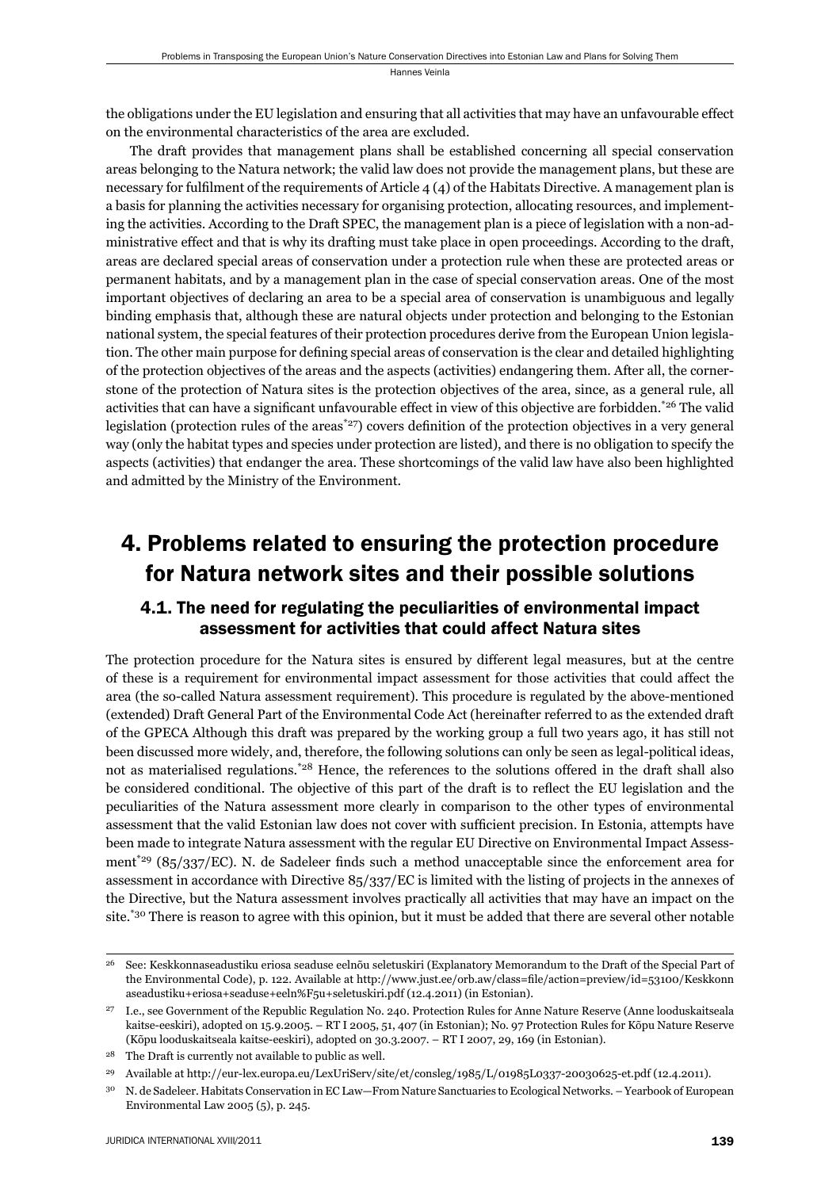the obligations under the EU legislation and ensuring that all activities that may have an unfavourable effect on the environmental characteristics of the area are excluded.

The draft provides that management plans shall be established concerning all special conservation areas belonging to the Natura network; the valid law does not provide the management plans, but these are necessary for fulfilment of the requirements of Article 4 (4) of the Habitats Directive. A management plan is a basis for planning the activities necessary for organising protection, allocating resources, and implementing the activities. According to the Draft SPEC, the management plan is a piece of legislation with a non-administrative effect and that is why its drafting must take place in open proceedings. According to the draft, areas are declared special areas of conservation under a protection rule when these are protected areas or permanent habitats, and by a management plan in the case of special conservation areas. One of the most important objectives of declaring an area to be a special area of conservation is unambiguous and legally binding emphasis that, although these are natural objects under protection and belonging to the Estonian national system, the special features of their protection procedures derive from the European Union legislation. The other main purpose for defining special areas of conservation is the clear and detailed highlighting of the protection objectives of the areas and the aspects (activities) endangering them. After all, the cornerstone of the protection of Natura sites is the protection objectives of the area, since, as a general rule, all activities that can have a significant unfavourable effect in view of this objective are forbidden.[*26] The valid legislation (protection rules of the areas[*27]) covers definition of the protection objectives in a very general way (only the habitat types and species under protection are listed), and there is no obligation to specify the aspects (activities) that endanger the area. These shortcomings of the valid law have also been highlighted and admitted by the Ministry of the Environment.

## 4. Problems related to ensuring the protection procedure for Natura network sites and their possible solutions

### 4.1. The need for regulating the peculiarities of environmental impact assessment for activities that could affect Natura sites

The protection procedure for the Natura sites is ensured by different legal measures, but at the centre of these is a requirement for environmental impact assessment for those activities that could affect the area (the so-called Natura assessment requirement). This procedure is regulated by the above-mentioned (extended) Draft General Part of the Environmental Code Act (hereinafter referred to as the extended draft of the GPECA Although this draft was prepared by the working group a full two years ago, it has still not been discussed more widely, and, therefore, the following solutions can only be seen as legal-political ideas, not as materialised regulations.[*28] Hence, the references to the solutions offered in the draft shall also be considered conditional. The objective of this part of the draft is to reflect the EU legislation and the peculiarities of the Natura assessment more clearly in comparison to the other types of environmental assessment that the valid Estonian law does not cover with sufficient precision. In Estonia, attempts have been made to integrate Natura assessment with the regular EU Directive on Environmental Impact Assessment[*29] (85/337/EC). N. de Sadeleer finds such a method unacceptable since the enforcement area for assessment in accordance with Directive 85/337/EC is limited with the listing of projects in the annexes of the Directive, but the Natura assessment involves practically all activities that may have an impact on the site.[*30] There is reason to agree with this opinion, but it must be added that there are several other notable

---

[26] See: Keskkonnaseadustiku eriosa seaduse eelnõu seletuskiri (Explanatory Memorandum to the Draft of the Special Part of the Environmental Code), p. 122. Available at http://www.just.ee/orb.aw/class=file/action=preview/id=53100/Keskkonnaseadustiku+eriosa+seaduse+eeln%F5u+seletuskiri.pdf (12.4.2011) (in Estonian).

[27] I.e., see Government of the Republic Regulation No. 240. Protection Rules for Anne Nature Reserve (Anne looduskaitseala kaitse-eeskiri), adopted on 15.9.2005. – RT I 2005, 51, 407 (in Estonian); No. 97 Protection Rules for Kõpu Nature Reserve (Kõpu looduskaitseala kaitse-eeskiri), adopted on 30.3.2007. – RT I 2007, 29, 169 (in Estonian).

[28] The Draft is currently not available to public as well.

[29] Available at http://eur-lex.europa.eu/LexUriServ/site/et/consleg/1985/L/01985L0337-20030625-et.pdf (12.4.2011).

[30] N. de Sadeleer. Habitats Conservation in EC Law—From Nature Sanctuaries to Ecological Networks. – Yearbook of European Environmental Law 2005 (5), p. 245.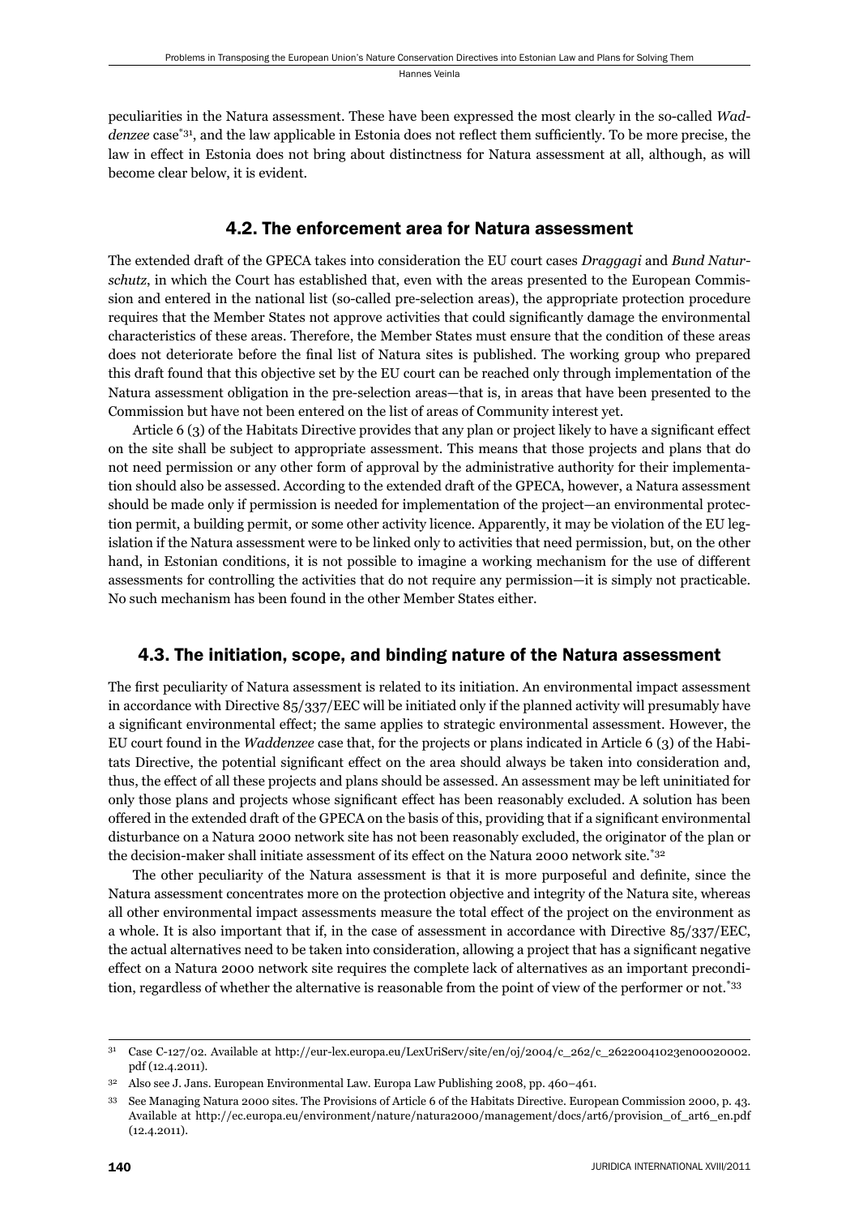peculiarities in the Natura assessment. These have been expressed the most clearly in the so-called *Waddenzee* case*[31], and the law applicable in Estonia does not reflect them sufficiently. To be more precise, the law in effect in Estonia does not bring about distinctness for Natura assessment at all, although, as will become clear below, it is evident.

## 4.2. The enforcement area for Natura assessment

The extended draft of the GPECA takes into consideration the EU court cases *Draggagi* and *Bund Naturschutz*, in which the Court has established that, even with the areas presented to the European Commission and entered in the national list (so-called pre-selection areas), the appropriate protection procedure requires that the Member States not approve activities that could significantly damage the environmental characteristics of these areas. Therefore, the Member States must ensure that the condition of these areas does not deteriorate before the final list of Natura sites is published. The working group who prepared this draft found that this objective set by the EU court can be reached only through implementation of the Natura assessment obligation in the pre-selection areas—that is, in areas that have been presented to the Commission but have not been entered on the list of areas of Community interest yet.

Article 6 (3) of the Habitats Directive provides that any plan or project likely to have a significant effect on the site shall be subject to appropriate assessment. This means that those projects and plans that do not need permission or any other form of approval by the administrative authority for their implementation should also be assessed. According to the extended draft of the GPECA, however, a Natura assessment should be made only if permission is needed for implementation of the project—an environmental protection permit, a building permit, or some other activity licence. Apparently, it may be violation of the EU legislation if the Natura assessment were to be linked only to activities that need permission, but, on the other hand, in Estonian conditions, it is not possible to imagine a working mechanism for the use of different assessments for controlling the activities that do not require any permission—it is simply not practicable. No such mechanism has been found in the other Member States either.

## 4.3. The initiation, scope, and binding nature of the Natura assessment

The first peculiarity of Natura assessment is related to its initiation. An environmental impact assessment in accordance with Directive 85/337/EEC will be initiated only if the planned activity will presumably have a significant environmental effect; the same applies to strategic environmental assessment. However, the EU court found in the *Waddenzee* case that, for the projects or plans indicated in Article 6 (3) of the Habitats Directive, the potential significant effect on the area should always be taken into consideration and, thus, the effect of all these projects and plans should be assessed. An assessment may be left uninitiated for only those plans and projects whose significant effect has been reasonably excluded. A solution has been offered in the extended draft of the GPECA on the basis of this, providing that if a significant environmental disturbance on a Natura 2000 network site has not been reasonably excluded, the originator of the plan or the decision-maker shall initiate assessment of its effect on the Natura 2000 network site.*[32]

The other peculiarity of the Natura assessment is that it is more purposeful and definite, since the Natura assessment concentrates more on the protection objective and integrity of the Natura site, whereas all other environmental impact assessments measure the total effect of the project on the environment as a whole. It is also important that if, in the case of assessment in accordance with Directive 85/337/EEC, the actual alternatives need to be taken into consideration, allowing a project that has a significant negative effect on a Natura 2000 network site requires the complete lack of alternatives as an important precondition, regardless of whether the alternative is reasonable from the point of view of the performer or not.*[33]

---

[31] Case C-127/02. Available at http://eur-lex.europa.eu/LexUriServ/site/en/oj/2004/c_262/c_26220041023en00020002.pdf (12.4.2011).

[32] Also see J. Jans. European Environmental Law. Europa Law Publishing 2008, pp. 460–461.

[33] See Managing Natura 2000 sites. The Provisions of Article 6 of the Habitats Directive. European Commission 2000, p. 43. Available at http://ec.europa.eu/environment/nature/natura2000/management/docs/art6/provision_of_art6_en.pdf (12.4.2011).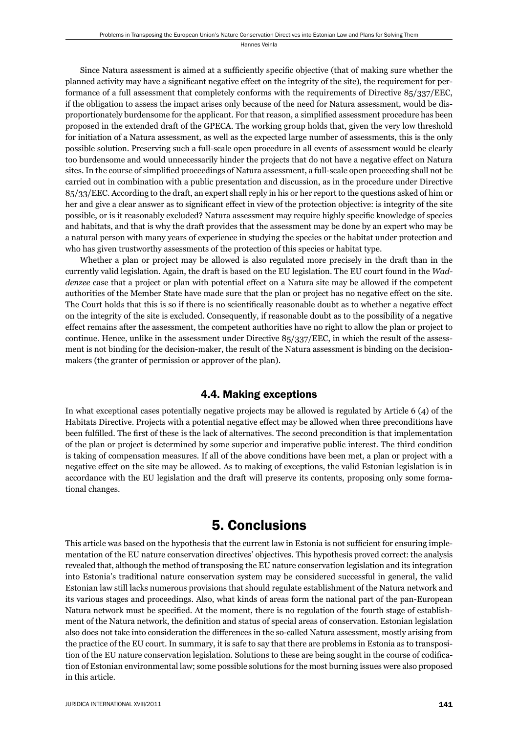Since Natura assessment is aimed at a sufficiently specific objective (that of making sure whether the planned activity may have a significant negative effect on the integrity of the site), the requirement for performance of a full assessment that completely conforms with the requirements of Directive 85/337/EEC, if the obligation to assess the impact arises only because of the need for Natura assessment, would be disproportionately burdensome for the applicant. For that reason, a simplified assessment procedure has been proposed in the extended draft of the GPECA. The working group holds that, given the very low threshold for initiation of a Natura assessment, as well as the expected large number of assessments, this is the only possible solution. Preserving such a full-scale open procedure in all events of assessment would be clearly too burdensome and would unnecessarily hinder the projects that do not have a negative effect on Natura sites. In the course of simplified proceedings of Natura assessment, a full-scale open proceeding shall not be carried out in combination with a public presentation and discussion, as in the procedure under Directive 85/33/EEC. According to the draft, an expert shall reply in his or her report to the questions asked of him or her and give a clear answer as to significant effect in view of the protection objective: is integrity of the site possible, or is it reasonably excluded? Natura assessment may require highly specific knowledge of species and habitats, and that is why the draft provides that the assessment may be done by an expert who may be a natural person with many years of experience in studying the species or the habitat under protection and who has given trustworthy assessments of the protection of this species or habitat type.

Whether a plan or project may be allowed is also regulated more precisely in the draft than in the currently valid legislation. Again, the draft is based on the EU legislation. The EU court found in the *Waddenzee* case that a project or plan with potential effect on a Natura site may be allowed if the competent authorities of the Member State have made sure that the plan or project has no negative effect on the site. The Court holds that this is so if there is no scientifically reasonable doubt as to whether a negative effect on the integrity of the site is excluded. Consequently, if reasonable doubt as to the possibility of a negative effect remains after the assessment, the competent authorities have no right to allow the plan or project to continue. Hence, unlike in the assessment under Directive 85/337/EEC, in which the result of the assessment is not binding for the decision-maker, the result of the Natura assessment is binding on the decision-makers (the granter of permission or approver of the plan).

### 4.4. Making exceptions

In what exceptional cases potentially negative projects may be allowed is regulated by Article 6 (4) of the Habitats Directive. Projects with a potential negative effect may be allowed when three preconditions have been fulfilled. The first of these is the lack of alternatives. The second precondition is that implementation of the plan or project is determined by some superior and imperative public interest. The third condition is taking of compensation measures. If all of the above conditions have been met, a plan or project with a negative effect on the site may be allowed. As to making of exceptions, the valid Estonian legislation is in accordance with the EU legislation and the draft will preserve its contents, proposing only some formational changes.

## 5. Conclusions

This article was based on the hypothesis that the current law in Estonia is not sufficient for ensuring implementation of the EU nature conservation directives' objectives. This hypothesis proved correct: the analysis revealed that, although the method of transposing the EU nature conservation legislation and its integration into Estonia's traditional nature conservation system may be considered successful in general, the valid Estonian law still lacks numerous provisions that should regulate establishment of the Natura network and its various stages and proceedings. Also, what kinds of areas form the national part of the pan-European Natura network must be specified. At the moment, there is no regulation of the fourth stage of establishment of the Natura network, the definition and status of special areas of conservation. Estonian legislation also does not take into consideration the differences in the so-called Natura assessment, mostly arising from the practice of the EU court. In summary, it is safe to say that there are problems in Estonia as to transposition of the EU nature conservation legislation. Solutions to these are being sought in the course of codification of Estonian environmental law; some possible solutions for the most burning issues were also proposed in this article.